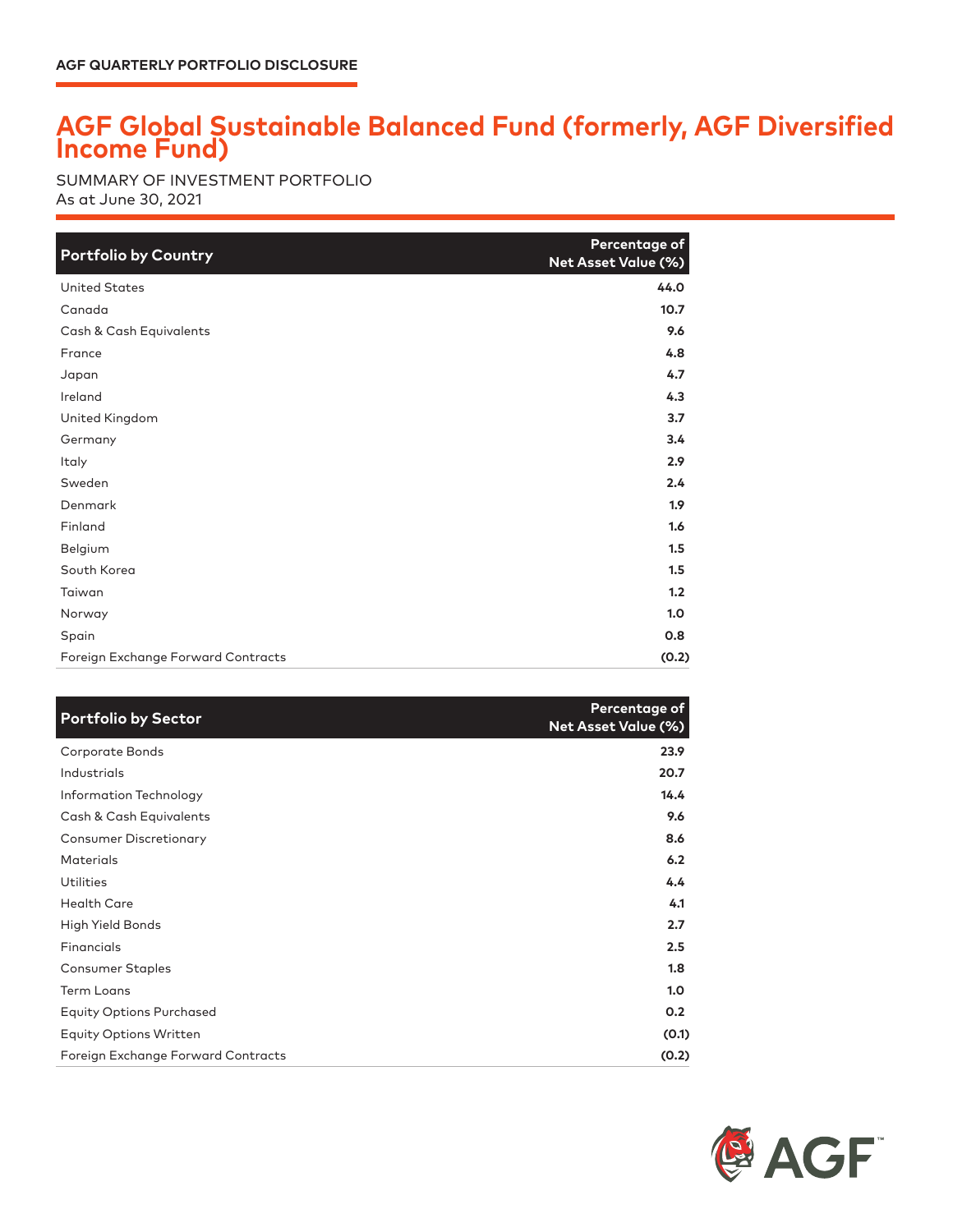AGF QUARTERLY PORTFOLIO DISCLOSURE

# AGF Global Sustainable Balanced Fund (formerly, AGF Diversified Income Fund)

SUMMARY OF INVESTMENT PORTFOLIO
As at June 30, 2021

| Portfolio by Country | Percentage of Net Asset Value (%) |
|---|---|
| United States | 44.0 |
| Canada | 10.7 |
| Cash & Cash Equivalents | 9.6 |
| France | 4.8 |
| Japan | 4.7 |
| Ireland | 4.3 |
| United Kingdom | 3.7 |
| Germany | 3.4 |
| Italy | 2.9 |
| Sweden | 2.4 |
| Denmark | 1.9 |
| Finland | 1.6 |
| Belgium | 1.5 |
| South Korea | 1.5 |
| Taiwan | 1.2 |
| Norway | 1.0 |
| Spain | 0.8 |
| Foreign Exchange Forward Contracts | (0.2) |

| Portfolio by Sector | Percentage of Net Asset Value (%) |
|---|---|
| Corporate Bonds | 23.9 |
| Industrials | 20.7 |
| Information Technology | 14.4 |
| Cash & Cash Equivalents | 9.6 |
| Consumer Discretionary | 8.6 |
| Materials | 6.2 |
| Utilities | 4.4 |
| Health Care | 4.1 |
| High Yield Bonds | 2.7 |
| Financials | 2.5 |
| Consumer Staples | 1.8 |
| Term Loans | 1.0 |
| Equity Options Purchased | 0.2 |
| Equity Options Written | (0.1) |
| Foreign Exchange Forward Contracts | (0.2) |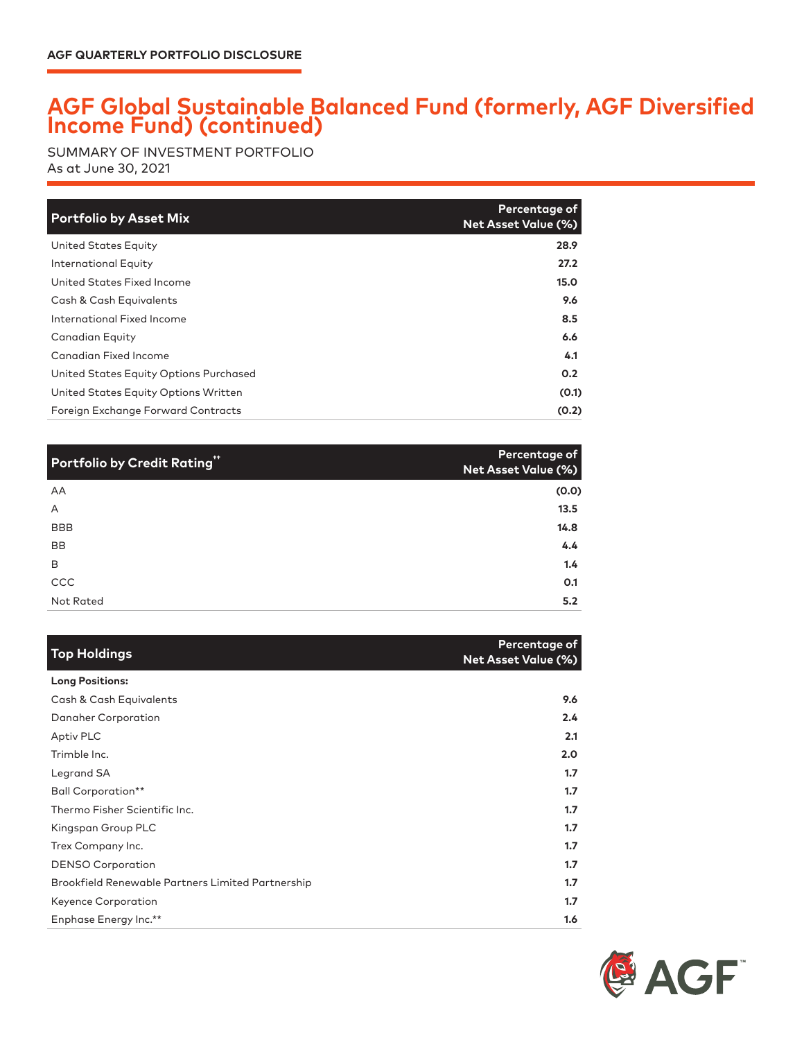AGF QUARTERLY PORTFOLIO DISCLOSURE

# AGF Global Sustainable Balanced Fund (formerly, AGF Diversified Income Fund) (continued)

SUMMARY OF INVESTMENT PORTFOLIO
As at June 30, 2021

| Portfolio by Asset Mix | Percentage of Net Asset Value (%) |
|---|---|
| United States Equity | 28.9 |
| International Equity | 27.2 |
| United States Fixed Income | 15.0 |
| Cash & Cash Equivalents | 9.6 |
| International Fixed Income | 8.5 |
| Canadian Equity | 6.6 |
| Canadian Fixed Income | 4.1 |
| United States Equity Options Purchased | 0.2 |
| United States Equity Options Written | (0.1) |
| Foreign Exchange Forward Contracts | (0.2) |

| Portfolio by Credit Rating⁺⁺ | Percentage of Net Asset Value (%) |
|---|---|
| AA | (0.0) |
| A | 13.5 |
| BBB | 14.8 |
| BB | 4.4 |
| B | 1.4 |
| CCC | 0.1 |
| Not Rated | 5.2 |

| Top Holdings | Percentage of Net Asset Value (%) |
|---|---|
| **Long Positions:** | |
| Cash & Cash Equivalents | 9.6 |
| Danaher Corporation | 2.4 |
| Aptiv PLC | 2.1 |
| Trimble Inc. | 2.0 |
| Legrand SA | 1.7 |
| Ball Corporation** | 1.7 |
| Thermo Fisher Scientific Inc. | 1.7 |
| Kingspan Group PLC | 1.7 |
| Trex Company Inc. | 1.7 |
| DENSO Corporation | 1.7 |
| Brookfield Renewable Partners Limited Partnership | 1.7 |
| Keyence Corporation | 1.7 |
| Enphase Energy Inc.** | 1.6 |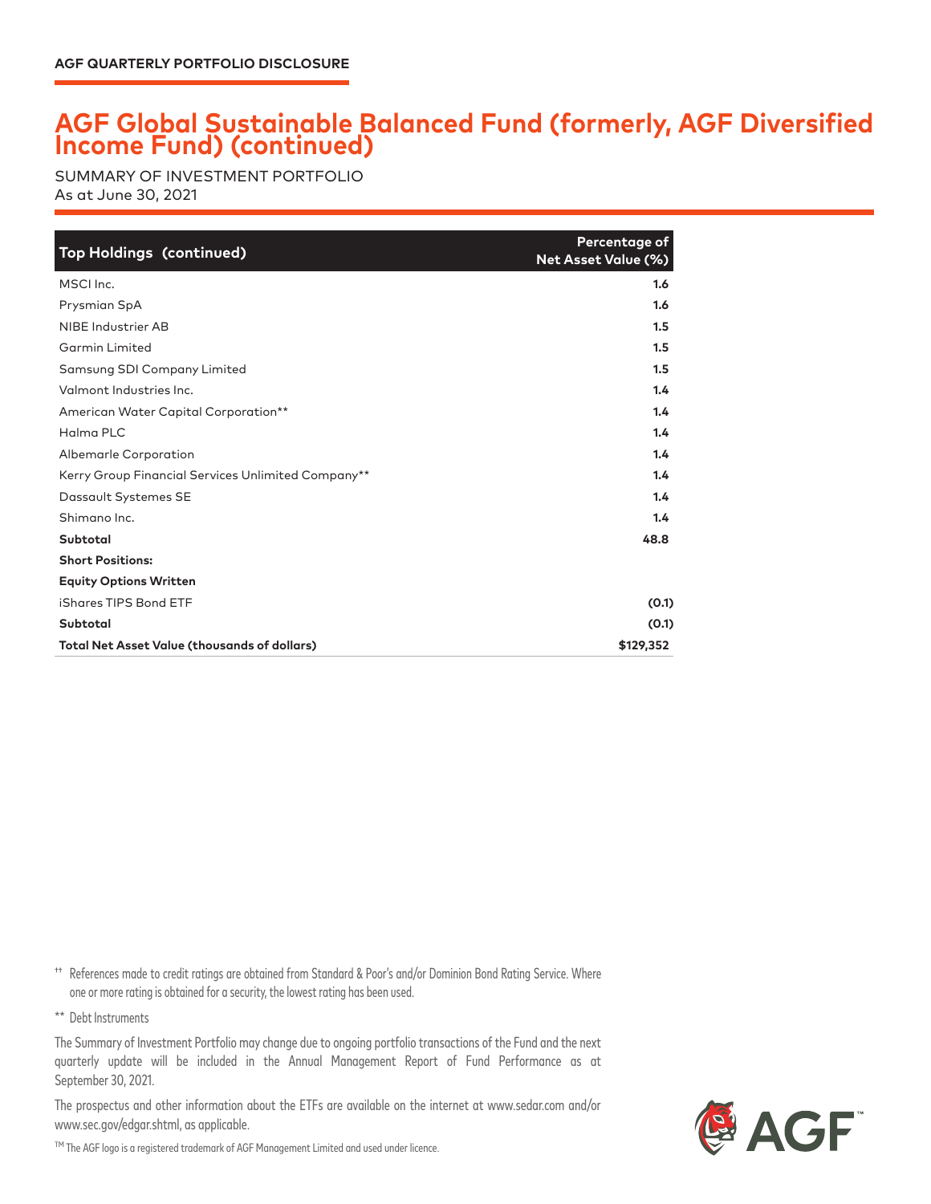AGF QUARTERLY PORTFOLIO DISCLOSURE

# AGF Global Sustainable Balanced Fund (formerly, AGF Diversified Income Fund) (continued)

SUMMARY OF INVESTMENT PORTFOLIO
As at June 30, 2021

| Top Holdings (continued) | Percentage of Net Asset Value (%) |
|---|---|
| MSCI Inc. | **1.6** |
| Prysmian SpA | **1.6** |
| NIBE Industrier AB | **1.5** |
| Garmin Limited | **1.5** |
| Samsung SDI Company Limited | **1.5** |
| Valmont Industries Inc. | **1.4** |
| American Water Capital Corporation** | **1.4** |
| Halma PLC | **1.4** |
| Albemarle Corporation | **1.4** |
| Kerry Group Financial Services Unlimited Company** | **1.4** |
| Dassault Systemes SE | **1.4** |
| Shimano Inc. | **1.4** |
| **Subtotal** | **48.8** |
| **Short Positions:** | |
| **Equity Options Written** | |
| iShares TIPS Bond ETF | **(0.1)** |
| **Subtotal** | **(0.1)** |
| **Total Net Asset Value (thousands of dollars)** | **$129,352** |

†† References made to credit ratings are obtained from Standard & Poor's and/or Dominion Bond Rating Service. Where one or more rating is obtained for a security, the lowest rating has been used.

** Debt Instruments

The Summary of Investment Portfolio may change due to ongoing portfolio transactions of the Fund and the next quarterly update will be included in the Annual Management Report of Fund Performance as at September 30, 2021.

The prospectus and other information about the ETFs are available on the internet at www.sedar.com and/or www.sec.gov/edgar.shtml, as applicable.

TM The AGF logo is a registered trademark of AGF Management Limited and used under licence.